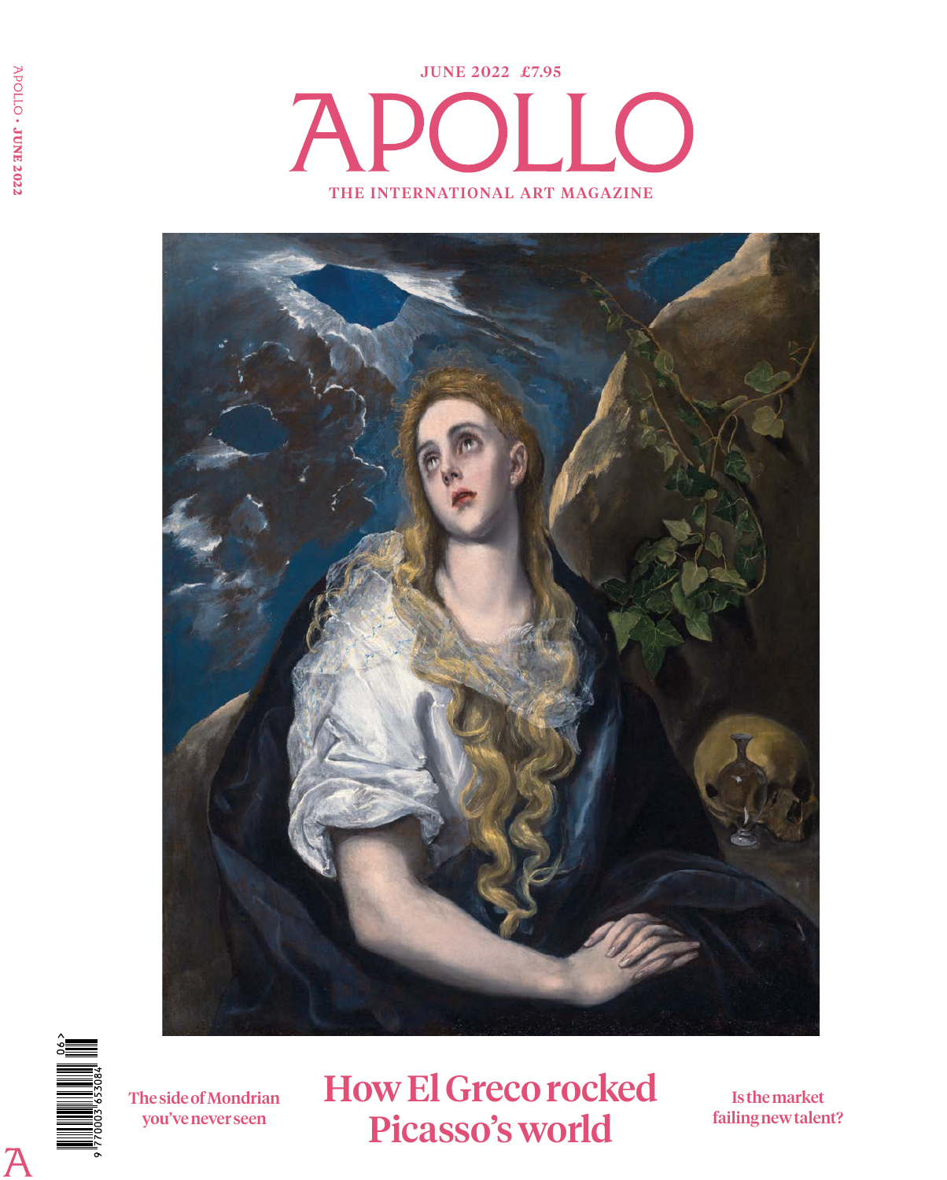JUNE 2022 £7.95

# APOLLO

THE INTERNATIONAL ART MAGAZINE

The side of Mondrian you've never seen

## How El Greco rocked Picasso's world

Is the market failing new talent?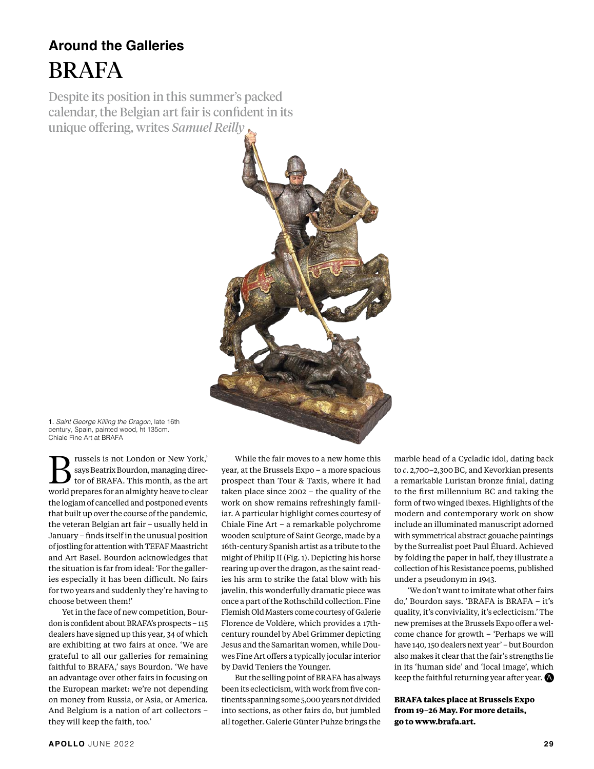## Around the Galleries

# BRAFA

Despite its position in this summer's packed calendar, the Belgian art fair is confident in its unique offering, writes *Samuel Reilly*

1. *Saint George Killing the Dragon*, late 16th century, Spain, painted wood, ht 135cm. Chiale Fine Art at BRAFA

'Brussels is not London or New York,' says Beatrix Bourdon, managing director of BRAFA. This month, as the art world prepares for an almighty heave to clear the logjam of cancelled and postponed events that built up over the course of the pandemic, the veteran Belgian art fair – usually held in January – finds itself in the unusual position of jostling for attention with TEFAF Maastricht and Art Basel. Bourdon acknowledges that the situation is far from ideal: 'For the galleries especially it has been difficult. No fairs for two years and suddenly they're having to choose between them!'

Yet in the face of new competition, Bourdon is confident about BRAFA's prospects – 115 dealers have signed up this year, 34 of which are exhibiting at two fairs at once. 'We are grateful to all our galleries for remaining faithful to BRAFA,' says Bourdon. 'We have an advantage over other fairs in focusing on the European market: we're not depending on money from Russia, or Asia, or America. And Belgium is a nation of art collectors – they will keep the faith, too.'

While the fair moves to a new home this year, at the Brussels Expo – a more spacious prospect than Tour & Taxis, where it had taken place since 2002 – the quality of the work on show remains refreshingly familiar. A particular highlight comes courtesy of Chiale Fine Art – a remarkable polychrome wooden sculpture of Saint George, made by a 16th-century Spanish artist as a tribute to the might of Philip II (Fig. 1). Depicting his horse rearing up over the dragon, as the saint readies his arm to strike the fatal blow with his javelin, this wonderfully dramatic piece was once a part of the Rothschild collection. Fine Flemish Old Masters come courtesy of Galerie Florence de Voldère, which provides a 17th-century roundel by Abel Grimmer depicting Jesus and the Samaritan women, while Douwes Fine Art offers a typically jocular interior by David Teniers the Younger.

But the selling point of BRAFA has always been its eclecticism, with work from five continents spanning some 5,000 years not divided into sections, as other fairs do, but jumbled all together. Galerie Günter Puhze brings the marble head of a Cycladic idol, dating back to *c.* 2,700–2,300 BC, and Kevorkian presents a remarkable Luristan bronze finial, dating to the first millennium BC and taking the form of two winged ibexes. Highlights of the modern and contemporary work on show include an illuminated manuscript adorned with symmetrical abstract gouache paintings by the Surrealist poet Paul Éluard. Achieved by folding the paper in half, they illustrate a collection of his Resistance poems, published under a pseudonym in 1943.

'We don't want to imitate what other fairs do,' Bourdon says. 'BRAFA is BRAFA – it's quality, it's conviviality, it's eclecticism.' The new premises at the Brussels Expo offer a welcome chance for growth – 'Perhaps we will have 140, 150 dealers next year' – but Bourdon also makes it clear that the fair's strengths lie in its 'human side' and 'local image', which keep the faithful returning year after year.

**BRAFA takes place at Brussels Expo from 19–26 May. For more details, go to www.brafa.art.**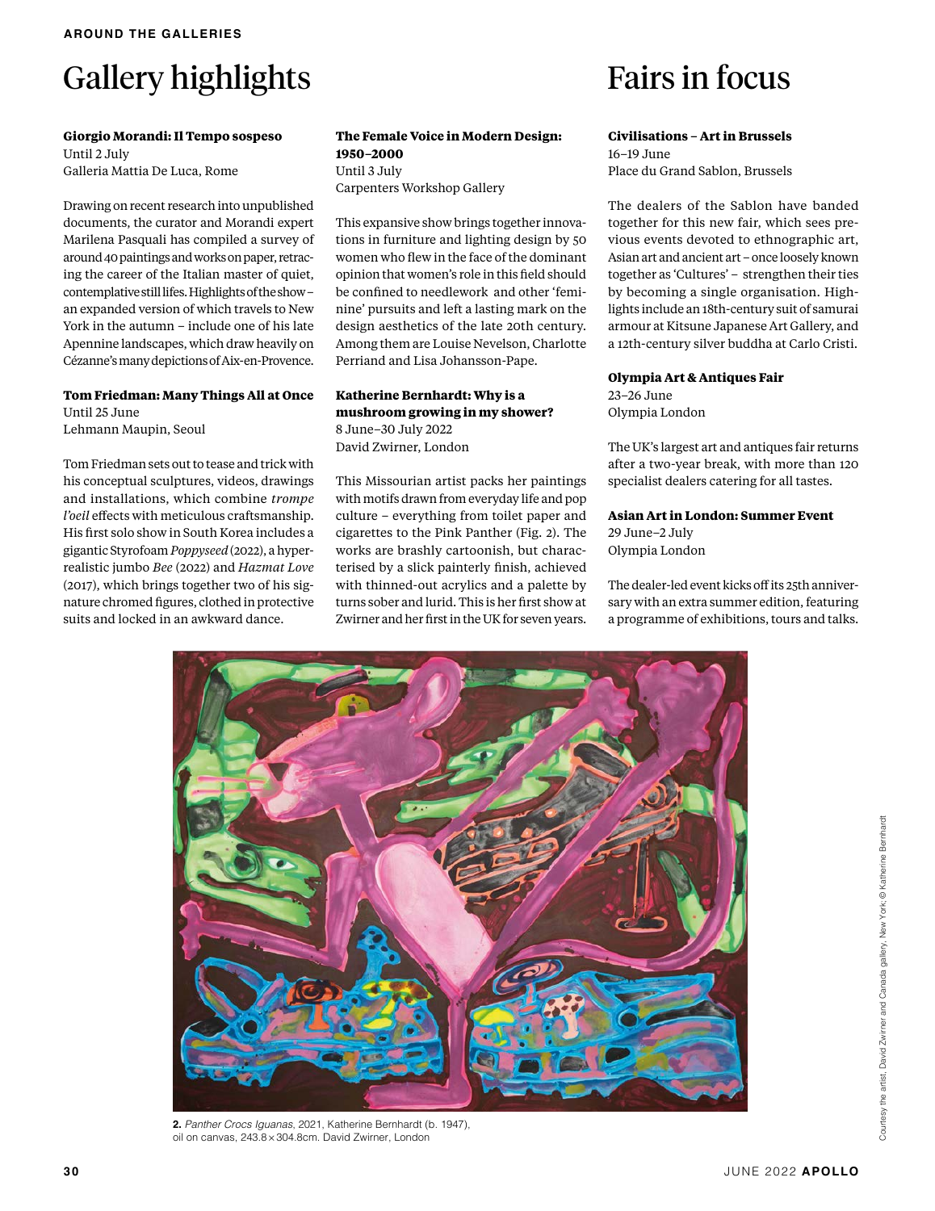AROUND THE GALLERIES

# Gallery highlights

**Giorgio Morandi: Il Tempo sospeso**
Until 2 July
Galleria Mattia De Luca, Rome

Drawing on recent research into unpublished documents, the curator and Morandi expert Marilena Pasquali has compiled a survey of around 40 paintings and works on paper, retracing the career of the Italian master of quiet, contemplative still lifes. Highlights of the show – an expanded version of which travels to New York in the autumn – include one of his late Apennine landscapes, which draw heavily on Cézanne's many depictions of Aix-en-Provence.

**Tom Friedman: Many Things All at Once**
Until 25 June
Lehmann Maupin, Seoul

Tom Friedman sets out to tease and trick with his conceptual sculptures, videos, drawings and installations, which combine *trompe l'oeil* effects with meticulous craftsmanship. His first solo show in South Korea includes a gigantic Styrofoam *Poppyseed* (2022), a hyperrealistic jumbo *Bee* (2022) and *Hazmat Love* (2017), which brings together two of his signature chromed figures, clothed in protective suits and locked in an awkward dance.

**The Female Voice in Modern Design: 1950–2000**
Until 3 July
Carpenters Workshop Gallery

This expansive show brings together innovations in furniture and lighting design by 50 women who flew in the face of the dominant opinion that women's role in this field should be confined to needlework and other 'feminine' pursuits and left a lasting mark on the design aesthetics of the late 20th century. Among them are Louise Nevelson, Charlotte Perriand and Lisa Johansson-Pape.

**Katherine Bernhardt: Why is a mushroom growing in my shower?**
8 June–30 July 2022
David Zwirner, London

This Missourian artist packs her paintings with motifs drawn from everyday life and pop culture – everything from toilet paper and cigarettes to the Pink Panther (Fig. 2). The works are brashly cartoonish, but characterised by a slick painterly finish, achieved with thinned-out acrylics and a palette by turns sober and lurid. This is her first show at Zwirner and her first in the UK for seven years.

# Fairs in focus

**Civilisations – Art in Brussels**
16–19 June
Place du Grand Sablon, Brussels

The dealers of the Sablon have banded together for this new fair, which sees previous events devoted to ethnographic art, Asian art and ancient art – once loosely known together as 'Cultures' – strengthen their ties by becoming a single organisation. Highlights include an 18th-century suit of samurai armour at Kitsune Japanese Art Gallery, and a 12th-century silver buddha at Carlo Cristi.

**Olympia Art & Antiques Fair**
23–26 June
Olympia London

The UK's largest art and antiques fair returns after a two-year break, with more than 120 specialist dealers catering for all tastes.

**Asian Art in London: Summer Event**
29 June–2 July
Olympia London

The dealer-led event kicks off its 25th anniversary with an extra summer edition, featuring a programme of exhibitions, tours and talks.

**2.** *Panther Crocs Iguanas*, 2021, Katherine Bernhardt (b. 1947), oil on canvas, 243.8 × 304.8cm. David Zwirner, London

Courtesy the artist, David Zwirner and Canada gallery, New York; © Katherine Bernhardt